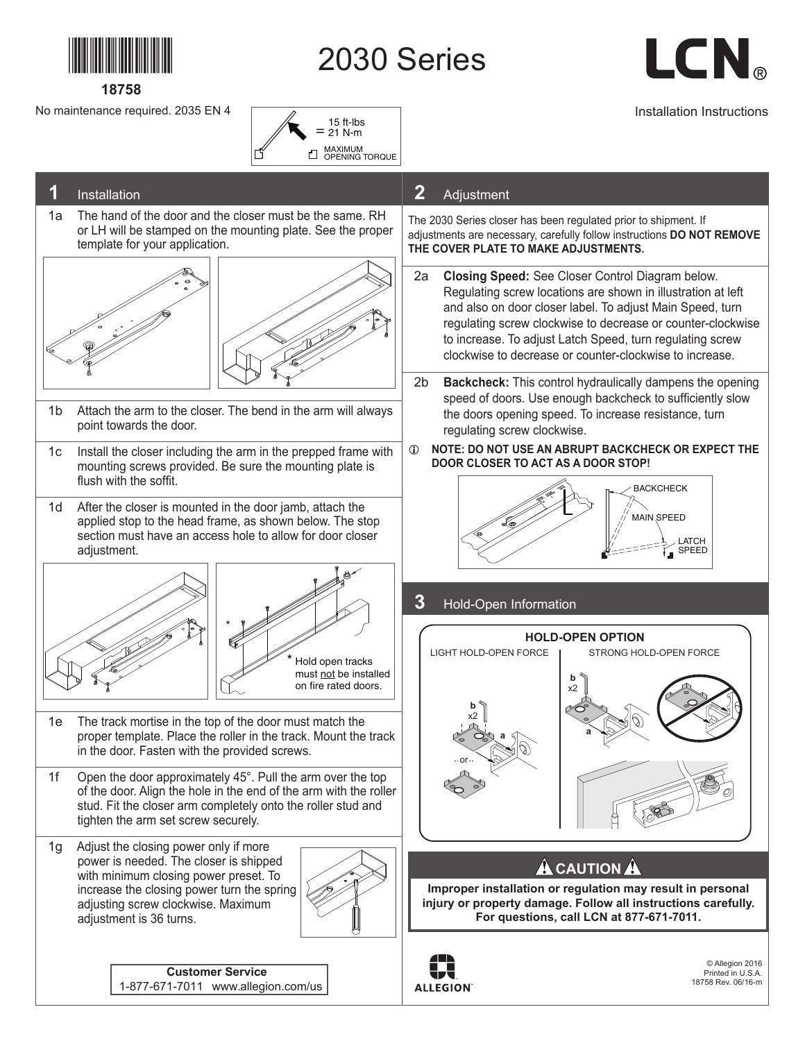18758

# 2030 Series

LCN®

No maintenance required. 2035 EN 4

15 ft-lbs = 21 N-m
MAXIMUM OPENING TORQUE

Installation Instructions

## 1 Installation

1a The hand of the door and the closer must be the same. RH or LH will be stamped on the mounting plate. See the proper template for your application.

1b Attach the arm to the closer. The bend in the arm will always point towards the door.

1c Install the closer including the arm in the prepped frame with mounting screws provided. Be sure the mounting plate is flush with the soffit.

1d After the closer is mounted in the door jamb, attach the applied stop to the head frame, as shown below. The stop section must have an access hole to allow for door closer adjustment.

\* Hold open tracks must not be installed on fire rated doors.

1e The track mortise in the top of the door must match the proper template. Place the roller in the track. Mount the track in the door. Fasten with the provided screws.

1f Open the door approximately 45°. Pull the arm over the top of the door. Align the hole in the end of the arm with the roller stud. Fit the closer arm completely onto the roller stud and tighten the arm set screw securely.

1g Adjust the closing power only if more power is needed. The closer is shipped with minimum closing power preset. To increase the closing power turn the spring adjusting screw clockwise. Maximum adjustment is 36 turns.

**Customer Service**
1-877-671-7011 www.allegion.com/us

## 2 Adjustment

The 2030 Series closer has been regulated prior to shipment. If adjustments are necessary, carefully follow instructions **DO NOT REMOVE THE COVER PLATE TO MAKE ADJUSTMENTS.**

2a **Closing Speed:** See Closer Control Diagram below. Regulating screw locations are shown in illustration at left and also on door closer label. To adjust Main Speed, turn regulating screw clockwise to decrease or counter-clockwise to increase. To adjust Latch Speed, turn regulating screw clockwise to decrease or counter-clockwise to increase.

2b **Backcheck:** This control hydraulically dampens the opening speed of doors. Use enough backcheck to sufficiently slow the doors opening speed. To increase resistance, turn regulating screw clockwise.

**NOTE: DO NOT USE AN ABRUPT BACKCHECK OR EXPECT THE DOOR CLOSER TO ACT AS A DOOR STOP!**

BACKCHECK
MAIN SPEED
LATCH SPEED

## 3 Hold-Open Information

**HOLD-OPEN OPTION**

LIGHT HOLD-OPEN FORCE | STRONG HOLD-OPEN FORCE

b x2, a, or; b x2, a

## ⚠ CAUTION ⚠

**Improper installation or regulation may result in personal injury or property damage. Follow all instructions carefully. For questions, call LCN at 877-671-7011.**

ALLEGION™

© Allegion 2016
Printed in U.S.A.
18758 Rev. 06/16-m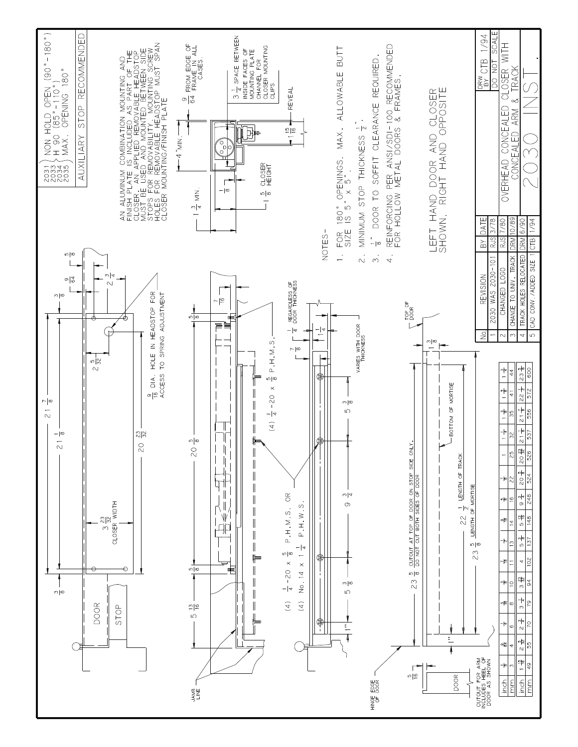2031 } NON HOLD OPEN (90°-180°)
2033 } H 90 (85°-110°)
2034 } MAX. OPENING 180°
2035

AUXILIARY STOP RECOMMENDED

AN ALUMINUM COMBINATION MOUNTING AND FINISH PLATE IS INCLUDED AS PART OF THE CLOSER. AN APPLIED REMOVABLE HEADSTOP MUST BE USED AND MOUNTED BETWEEN SIDE STOPS FOR REMOVABILITY. MOUNTING SCREW HOLES FOR REMOVABLE HEADSTOP MUST SPAN CLOSER MOUNTING/FINISH PLATE

$\frac{9}{64}$ FROM EDGE OF FRAME IN ALL CASES.

$3\frac{1}{4}$ SPACE BETWEEN INSIDE FACES OF MOUNTING PLATE CHANNEL FOR CLOSER MOUNTING CLIPS

4" MIN.

$1\frac{3}{4}$ MIN.

$\frac{1}{8}$

$1\frac{5}{8}$ CLOSER HEIGHT

REVEAL

$1\frac{15}{16}$

NOTES-

1. FOR 180° OPENINGS, MAX. ALLOWABLE BUTT SIZE IS 5" x 5".
2. MINIMUM STOP THICKNESS $\frac{1}{2}$".
3. $\frac{1}{8}$" DOOR TO SOFFIT CLEARANCE REQUIRED.
4. REINFORCING PER ANSI/SDI-100 RECOMMENDED FOR HOLLOW METAL DOORS & FRAMES.

LEFT HAND DOOR AND CLOSER SHOWN, RIGHT HAND OPPOSITE

$21\frac{7}{8}$

$21\frac{1}{8}$

$\frac{3}{8}$ $\frac{3}{8}$ $\frac{9}{64}$ $\frac{5}{8}$ $2\frac{3}{4}$ $2\frac{5}{32}$

DOOR

STOP

$3\frac{23}{32}$ CLOSER WIDTH

$20\frac{23}{32}$

$\frac{9}{16}$ DIA. HOLE IN HEADSTOP FOR ACCESS TO SPRING ADJUSTMENT

JAMB LINE

$5\frac{13}{16}$ $\frac{5}{8}$ $20\frac{5}{8}$ $\frac{5}{8}$ $\frac{7}{16}$

(4) $\frac{1}{4}$-20 x $\frac{5}{8}$ P.H.M.S.

(4) $\frac{1}{4}$-20 x $\frac{5}{8}$ P.H.M.S. OR

(4) No. 14 x $1\frac{1}{4}$ P.H.W.S.

$\frac{7}{8}$ $\frac{1}{4}$ REGARDLESS OF DOOR THICKNESS

$1\frac{1}{4}$

VARIES WITH DOOR THICKNESS

1" $5\frac{3}{8}$ $9\frac{3}{4}$ $5\frac{3}{8}$

HINGE EDGE OF DOOR

TOP OF DOOR

$1\frac{3}{8}$

$23\frac{5}{8}$ CUTOUT AT TOP OF DOOR ON STOP SIDE ONLY. DO NOT CUT BOTH SIDES OF DOOR

BOTTOM OF MORTISE

$22\frac{1}{2}$ LENGTH OF TRACK

$23\frac{5}{8}$ LENGTH OF MORTISE

1"

$\frac{5}{16}$

DOOR

CUTOUT FOR ARM INCLUDES HEEL OF DOOR AS SHOWN

| inch | $\frac{1}{8}$ | $\frac{9}{64}$ | $\frac{1}{4}$ | $\frac{5}{16}$ | $\frac{3}{8}$ | $\frac{7}{16}$ | $\frac{1}{2}$ | $\frac{9}{16}$ | $\frac{5}{8}$ | $\frac{7}{8}$ | 1 | $1\frac{1}{4}$ | $1\frac{3}{8}$ | $1\frac{5}{8}$ | $1\frac{3}{4}$ |
|---|---|---|---|---|---|---|---|---|---|---|---|---|---|---|---|
| mm | 3 | 4 | 6 | 8 | 10 | 11 | 13 | 14 | 16 | 22 | 25 | 32 | 35 | 41 | 44 |
| inch | $1\frac{15}{16}$ | $2\frac{5}{32}$ | $2\frac{3}{4}$ | $3\frac{1}{4}$ | $3\frac{23}{32}$ | 4 | $5\frac{3}{8}$ | $5\frac{13}{16}$ | $9\frac{3}{4}$ | $20\frac{5}{8}$ | $20\frac{23}{32}$ | $21\frac{1}{8}$ | $21\frac{7}{8}$ | $22\frac{1}{2}$ | $23\frac{5}{8}$ |
| mm | 49 | 55 | 70 | 79 | 94 | 102 | 137 | 148 | 248 | 524 | 526 | 537 | 556 | 572 | 600 |

| No. | REVISION | BY | DATE |
|---|---|---|---|
| 1 | 2030 WAS 2030-101 | RJS | 3/78 |
| 2 | CHANGED LOGO | RJS | 7/80 |
| 3 | CHANGE TO UNIV. TRACK | DRM | 10/89 |
| 4 | TRACK HOLES RELOCATED | DRM | 6/90 |
| 5 | CAD CONV./ADDED SIZE 1 | CTB | 1/94 |

DRW CTB 1/94
BY CTB 1/94

DO NOT SCALE

OVERHEAD CONCEALED CLOSER WITH CONCEALED ARM & TRACK

2030 INST.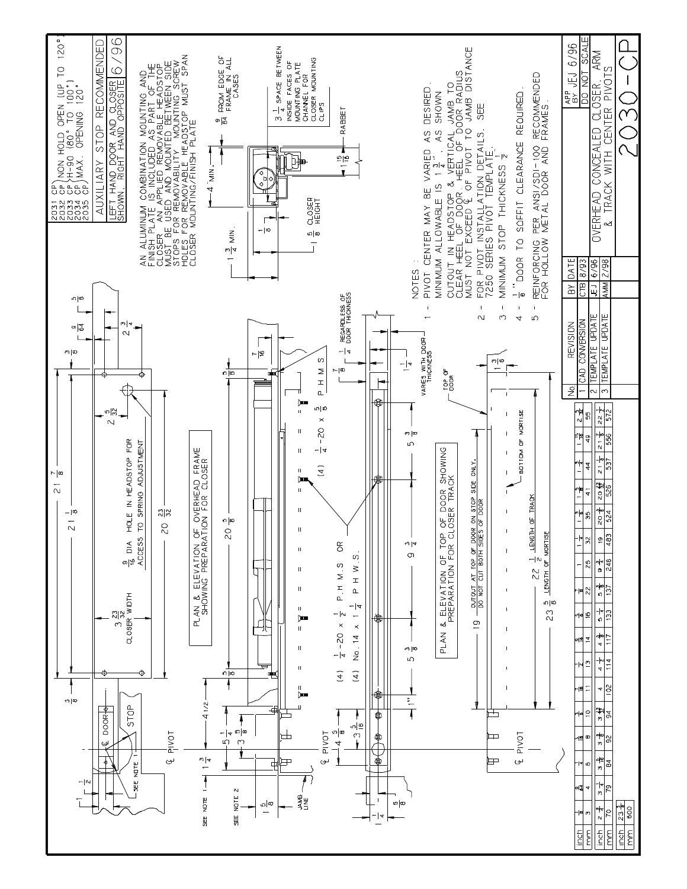2031 CP } NON HOLD OPEN (UP TO 120°)
2032 CP } H-90 (80° TO 100°)
2033 CP } MAX. OPENING 120°
2034 CP
2035 CP

AUXILIARY STOP RECOMMENDED

LEFT HAND DOOR AND CLOSER SHOWN. RIGHT HAND OPPOSITE 6/96

AN ALUMINUM COMBINATION MOUNTING AND FINISH PLATE IS INCLUDED AS PART OF THE CLOSER. AN APPLIED REMOVABLE HEADSTOP MUST BE USED AND MOUNTED BETWEEN SIDE STOPS FOR REMOVABILITY. MOUNTING SCREW HOLES FOR REMOVABLE HEADSTOP MUST SPAN CLOSER MOUNTING/FINISH PLATE

$\frac{9}{64}$ FROM EDGE OF FRAME IN ALL CASES

$3\frac{1}{4}$ SPACE BETWEEN INSIDE FACES OF MOUNTING PLATE CHANNEL FOR CLOSER MOUNTING CLIPS

4" MIN. — $1\frac{3}{4}$ MIN. — $\frac{1}{8}$ — $1\frac{5}{8}$ CLOSER HEIGHT — $1\frac{15}{16}$ — RABBET

PLAN & ELEVATION OF OVERHEAD FRAME SHOWING PREPARATION FOR CLOSER

$\frac{9}{16}$ DIA HOLE IN HEADSTOP FOR ACCESS TO SPRING ADJUSTMENT

$3\frac{23}{32}$ CLOSER WIDTH

$21\frac{7}{8}$ — $21\frac{1}{8}$ — $20\frac{23}{32}$ — $20\frac{5}{8}$ — $2\frac{5}{32}$ — $2\frac{3}{4}$ — $\frac{3}{8}$ — $\frac{9}{64}$ — $\frac{5}{8}$ — $\frac{7}{16}$

℄ DOOR — STOP — SEE NOTE 1 — ℄ PIVOT — $1\frac{1}{2}$ — $1\frac{3}{4}$ — $5\frac{1}{4}$ — $3\frac{5}{8}$ — 4 1/2 — $1\frac{5}{8}$ — JAMB LINE — SEE NOTE 1 — SEE NOTE 2

(4) $\frac{1}{4}$-20 x $\frac{5}{8}$ P H M S

(4) $\frac{1}{4}$-20 x $\frac{1}{2}$ P.H M.S. OR
(4) No.14 x $1\frac{1}{4}$ P H W.S.

PLAN & ELEVATION OF TOP OF DOOR SHOWING PREPARATION FOR CLOSER TRACK

℄ PIVOT — $4\frac{5}{8}$ — $3\frac{5}{16}$ — 1" — $5\frac{3}{8}$ — $9\frac{3}{4}$ — $5\frac{3}{8}$ — $1\frac{1}{4}$ — $\frac{5}{8}$ — $\frac{7}{8}$ — $\frac{1}{4}$ REGARDLESS OF DOOR THICKNESS — $1\frac{1}{4}$ — VARIES WITH DOOR THICKNESS — TOP OF DOOR — $1\frac{3}{8}$

19 — CUTOUT AT TOP OF DOOR ON STOP SIDE ONLY. DO NOT CUT BOTH SIDES OF DOOR

$22\frac{1}{2}$ LENGTH OF TRACK — $23\frac{5}{8}$ LENGTH OF MORTISE — BOTTOM OF MORTISE — ℄ PIVOT

NOTES :

1 - PIVOT CENTER MAY BE VARIED AS DESIRED. MINIMUM ALLOWABLE IS $1\frac{3}{4}$", AS SHOWN. CUTOUT IN HEADSTOP & VERTICAL JAMB TO CLEAR HEEL OF DOOR. HEEL OF DOOR RADIUS MUST NOT EXCEED ℄ OF PIVOT TO JAMB DISTANCE

2 - FOR PIVOT INSTALLATION DETAILS. SEE 7250 SERIES PIVOT TEMPLATE.

3 - MINIMUM STOP THICKNESS $\frac{1}{2}$"

4 - $\frac{1}{8}$" DOOR TO SOFFIT CLEARANCE REQUIRED.

5 - REINFORCING PER ANSI/SDI-100 RECOMMENDED FOR HOLLOW METAL DOOR AND FRAMES.

| inch | $\frac{1}{8}$ | $\frac{1}{4}$ | $\frac{5}{16}$ | $\frac{3}{8}$ | $\frac{7}{16}$ | $\frac{1}{2}$ | $\frac{9}{16}$ | $\frac{5}{8}$ | $\frac{7}{8}$ | 1 | $1\frac{1}{4}$ | $1\frac{3}{8}$ | $1\frac{5}{8}$ | $1\frac{3}{4}$ | $1\frac{15}{16}$ | $2\frac{5}{32}$ |
|---|---|---|---|---|---|---|---|---|---|---|---|---|---|---|---|---|
| mm | 3 | 6 | 8 | 10 | 11 | 13 | 14 | 16 | 22 | 25 | 32 | 35 | 41 | 44 | 49 | 55 |
| inch | $2\frac{3}{4}$ | $3\frac{1}{4}$ | $3\frac{5}{16}$ | $3\frac{5}{8}$ | $3\frac{23}{32}$ | 4 | $4\frac{1}{2}$ | $4\frac{5}{8}$ | $5\frac{1}{4}$ | $5\frac{3}{8}$ | $9\frac{3}{4}$ | 19 | $20\frac{5}{8}$ | $20\frac{23}{32}$ | $21\frac{1}{8}$ | $21\frac{7}{8}$ | $22\frac{1}{2}$ |
| mm | 70 | 79 | 84 | 92 | 94 | 102 | 114 | 117 | 133 | 137 | 248 | 483 | 524 | 526 | 537 | 556 | 572 |
| inch | $23\frac{5}{8}$ | | | | | | | | | | | | | | | | |
| mm | 600 | | | | | | | | | | | | | | | | |

| No. | REVISION | BY | DATE |
|---|---|---|---|
| 1 | CAD CONVERSION | CTB | 8/93 |
| 2 | TEMPLATE UPDATE | JEJ | 6/96 |
| 3 | TEMPLATE UPDATE | AMM | 2/98 |

APP BY JEJ 6/96 — DO NOT SCALE

OVERHEAD CONCEALED CLOSER, ARM & TRACK WITH CENTER PIVOTS

# 2030-CP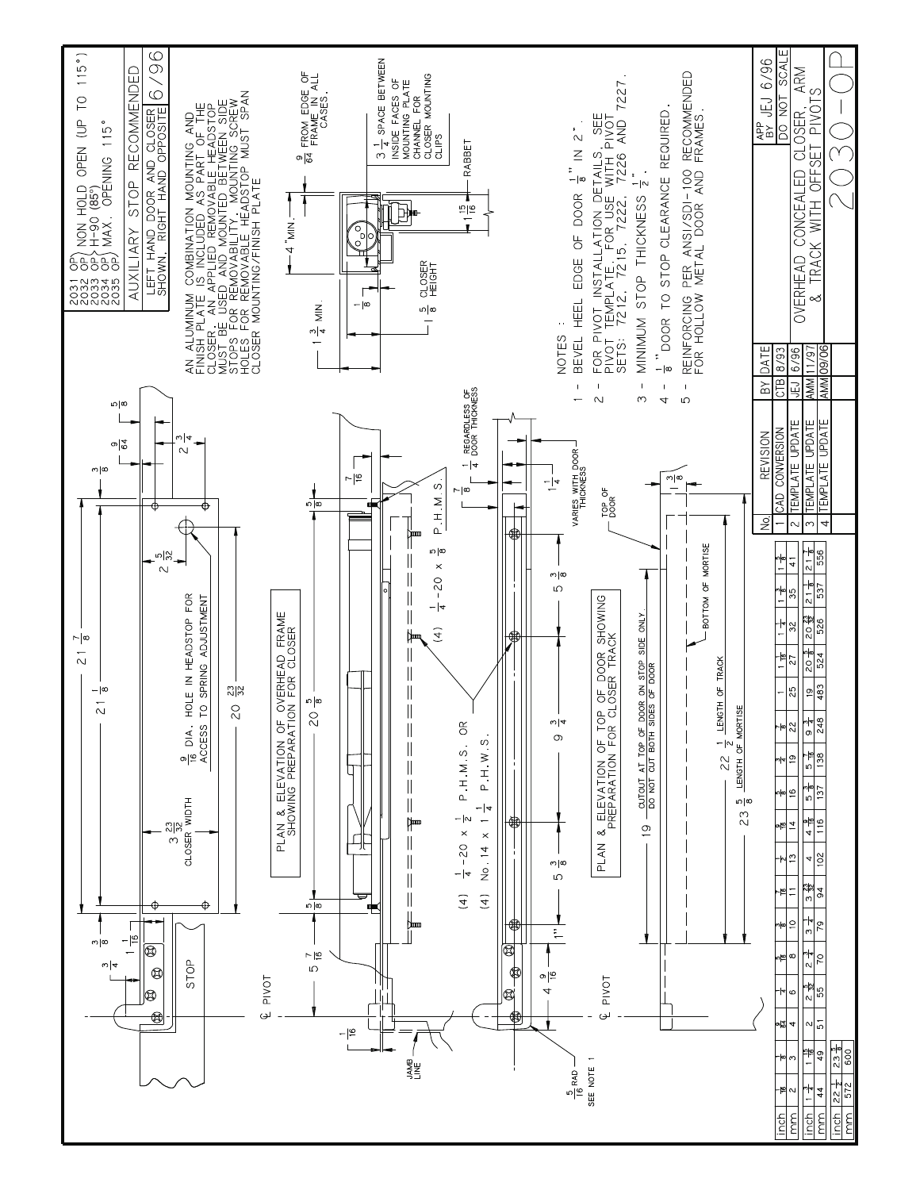2031 OP
2032 OP NON HOLD OPEN (UP TO 115°)
2033 OP H-90 (85°)
2034 OP MAX. OPENING 115°
2035 OP

AUXILIARY STOP RECOMMENDED

LEFT HAND DOOR AND CLOSER SHOWN. RIGHT HAND OPPOSITE 6/96

AN ALUMINUM COMBINATION MOUNTING AND FINISH PLATE IS INCLUDED AS PART OF THE CLOSER. AN APPLIED REMOVABLE HEADSTOP MUST BE USED AND MOUNTED BETWEEN SIDE STOPS FOR REMOVABILITY. MOUNTING SCREW HOLES FOR REMOVABLE HEADSTOP MUST SPAN CLOSER MOUNTING/FINISH PLATE

4" MIN.
$\frac{9}{64}$ FROM EDGE OF FRAME IN ALL CASES.
$1\frac{3}{4}$ MIN.
$\frac{1}{8}$
$3\frac{1}{4}$ SPACE BETWEEN INSIDE FACES OF MOUNTING PLATE CHANNEL FOR CLOSER MOUNTING CLIPS
$1\frac{5}{8}$ CLOSER HEIGHT
RABBET
$\frac{15}{16}$

NOTES :

1 - BEVEL HEEL EDGE OF DOOR $\frac{1}{8}$" IN 2".
2 - FOR PIVOT INSTALLATION DETAILS, SEE PIVOT TEMPLATE. FOR USE WITH PIVOT SETS: 7212, 7215, 7222, 7226 AND 7227.
3 - MINIMUM STOP THICKNESS $\frac{1}{2}$".
4 - $\frac{1}{8}$" DOOR TO STOP CLEARANCE REQUIRED.
5 - REINFORCING PER ANSI/SDI-100 RECOMMENDED FOR HOLLOW METAL DOOR AND FRAMES.

PLAN & ELEVATION OF OVERHEAD FRAME SHOWING PREPARATION FOR CLOSER

$21\frac{7}{8}$
$21\frac{1}{8}$
$\frac{3}{8}$
$\frac{3}{8}$
$\frac{9}{64}$
$\frac{5}{8}$
$2\frac{3}{4}$
$2\frac{5}{32}$
$\frac{9}{16}$ DIA. HOLE IN HEADSTOP FOR ACCESS TO SPRING ADJUSTMENT
$3\frac{23}{32}$ CLOSER WIDTH
$20\frac{23}{32}$
$\frac{3}{4}$
$1\frac{1}{16}$
STOP
℄ PIVOT
$5\frac{7}{16}$
$\frac{5}{8}$
$20\frac{5}{8}$
$\frac{5}{8}$
$\frac{7}{16}$
(4) $\frac{1}{4}$-20 x $\frac{5}{8}$ P.H.M.S.
$\frac{1}{4}$ REGARDLESS OF DOOR THICKNESS
$\frac{1}{16}$
JAMB LINE

PLAN & ELEVATION OF TOP OF DOOR SHOWING PREPARATION FOR CLOSER TRACK

(4) $\frac{1}{4}$-20 x $\frac{1}{2}$ P.H.M.S. OR
(4) No. 14 x $1\frac{1}{4}$ P.H.W.S.
$\frac{7}{8}$
$1\frac{1}{4}$
VARIES WITH DOOR THICKNESS
$4\frac{9}{16}$
1"
$5\frac{3}{8}$
$9\frac{3}{4}$
$5\frac{3}{8}$
$1\frac{3}{8}$
$\frac{5}{16}$ RAD SEE NOTE 1
℄ PIVOT
TOP OF DOOR
19 CUTOUT AT TOP OF DOOR ON STOP SIDE ONLY. DO NOT CUT BOTH SIDES OF DOOR
$22\frac{1}{2}$ LENGTH OF TRACK
$23\frac{5}{8}$ LENGTH OF MORTISE
BOTTOM OF MORTISE

| | | | | | | | | | | | | | | | |
|---|---|---|---|---|---|---|---|---|---|---|---|---|---|---|---|
| inch | $\frac{1}{16}$ | $\frac{1}{8}$ | $\frac{9}{64}$ | $\frac{1}{4}$ | $\frac{5}{16}$ | $\frac{3}{8}$ | $\frac{7}{16}$ | $\frac{1}{2}$ | $\frac{9}{16}$ | $\frac{5}{8}$ | $\frac{3}{4}$ | $\frac{7}{8}$ | 1 | $1\frac{1}{16}$ | $1\frac{1}{4}$ | $1\frac{3}{8}$ | $1\frac{5}{8}$ |
| mm | 2 | 3 | 4 | 6 | 8 | 10 | 11 | 13 | 14 | 16 | 19 | 22 | 25 | 27 | 32 | 35 | 41 |
| inch | $1\frac{3}{4}$ | $1\frac{15}{16}$ | 2 | $2\frac{5}{32}$ | $2\frac{3}{4}$ | $3\frac{1}{8}$ | $3\frac{23}{32}$ | 4 | $4\frac{9}{16}$ | $5\frac{3}{8}$ | $5\frac{7}{16}$ | $9\frac{3}{4}$ | 19 | $20\frac{5}{8}$ | $20\frac{23}{32}$ | $21\frac{1}{8}$ | $21\frac{7}{8}$ |
| mm | 44 | 49 | 51 | 55 | 70 | 79 | 94 | 102 | 116 | 137 | 138 | 248 | 483 | 524 | 526 | 537 | 556 |
| inch | $22\frac{1}{2}$ | $23\frac{5}{8}$ | | | | | | | | | | | | | | | |
| mm | 572 | 600 | | | | | | | | | | | | | | | |

| No. | REVISION | BY | DATE |
|---|---|---|---|
| 1 | CAD CONVERSION | CTB | 8/93 |
| 2 | TEMPLATE UPDATE | JEJ | 6/96 |
| 3 | TEMPLATE UPDATE | AMM | 11/97 |
| 4 | TEMPLATE UPDATE | AMM | 09/06 |

APP BY JEJ 6/96

DO NOT SCALE

OVERHEAD CONCEALED CLOSER, ARM & TRACK WITH OFFSET PIVOTS

2030-OP